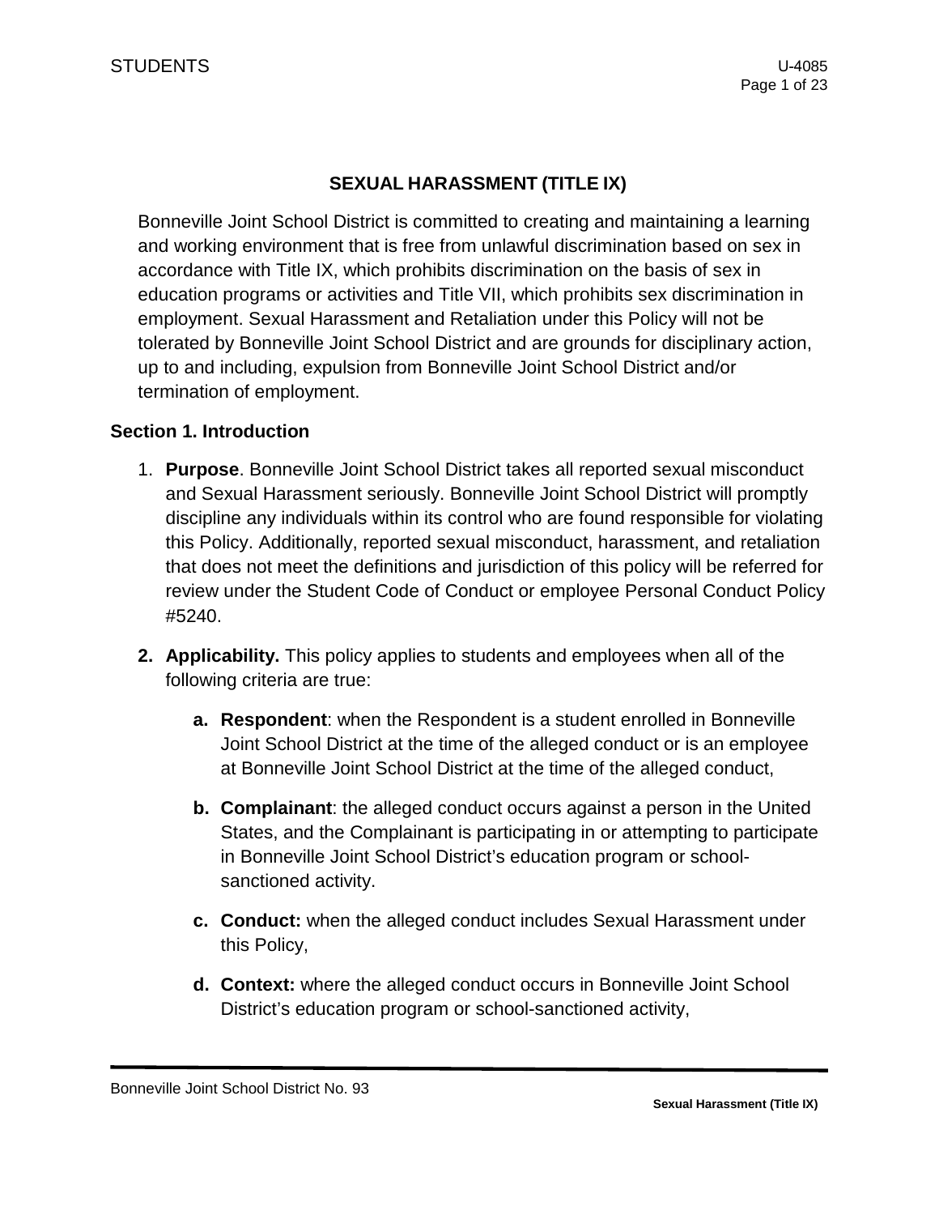# SEXUAL HARASSMENT (TITLE IX)

Bonneville Joint School District is committed to creating and maintaining a learning and working environment that is free from unlawful discrimination based on sex in accordance with Title IX, which prohibits discrimination on the basis of sex in education programs or activities and Title VII, which prohibits sex discrimination in employment. Sexual Harassment and Retaliation under this Policy will not be tolerated by Bonneville Joint School District and are grounds for disciplinary action, up to and including, expulsion from Bonneville Joint School District and/or termination of employment.

## Section 1. Introduction

1. **Purpose**. Bonneville Joint School District takes all reported sexual misconduct and Sexual Harassment seriously. Bonneville Joint School District will promptly discipline any individuals within its control who are found responsible for violating this Policy. Additionally, reported sexual misconduct, harassment, and retaliation that does not meet the definitions and jurisdiction of this policy will be referred for review under the Student Code of Conduct or employee Personal Conduct Policy #5240.

2. **Applicability.** This policy applies to students and employees when all of the following criteria are true:

   a. **Respondent**: when the Respondent is a student enrolled in Bonneville Joint School District at the time of the alleged conduct or is an employee at Bonneville Joint School District at the time of the alleged conduct,

   b. **Complainant**: the alleged conduct occurs against a person in the United States, and the Complainant is participating in or attempting to participate in Bonneville Joint School District's education program or school-sanctioned activity.

   c. **Conduct:** when the alleged conduct includes Sexual Harassment under this Policy,

   d. **Context:** where the alleged conduct occurs in Bonneville Joint School District's education program or school-sanctioned activity,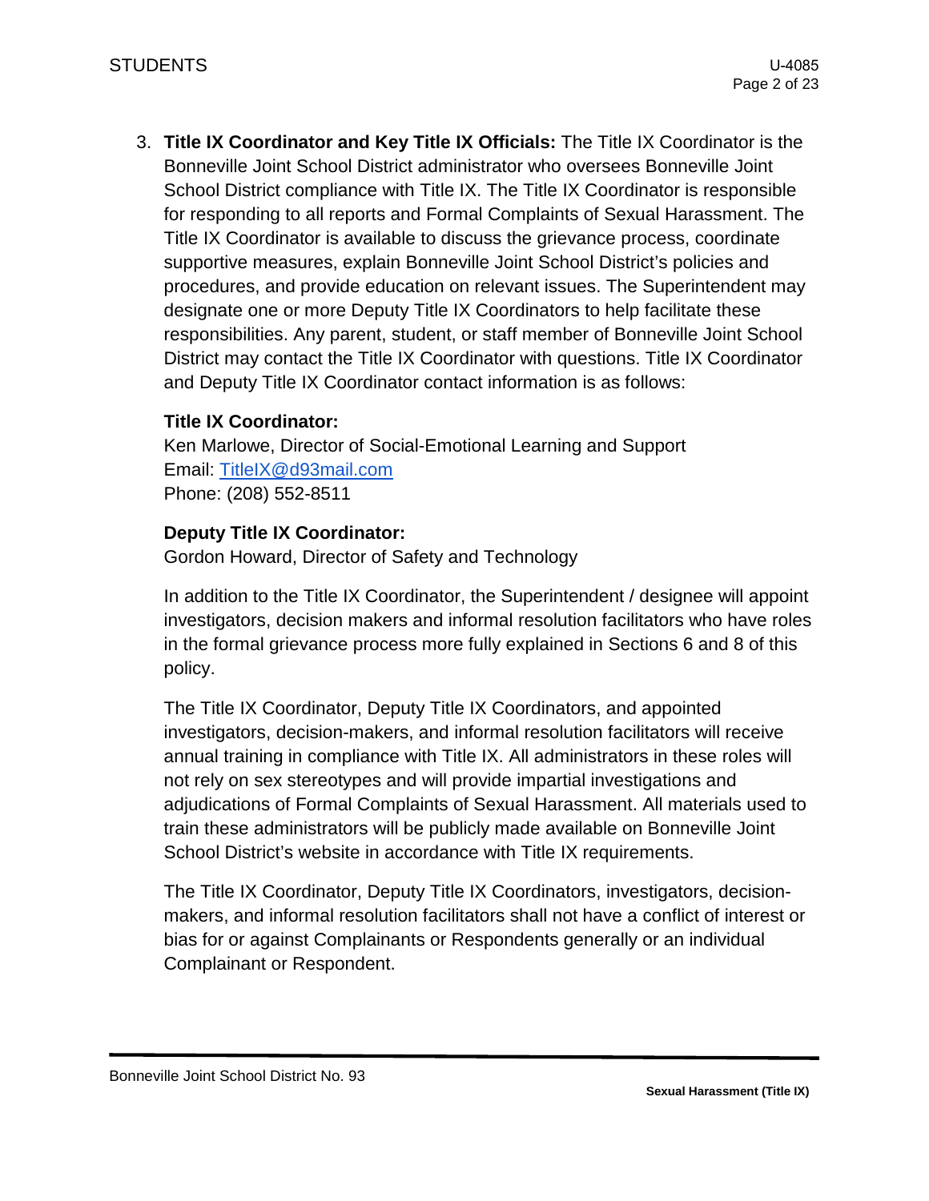3. **Title IX Coordinator and Key Title IX Officials:** The Title IX Coordinator is the Bonneville Joint School District administrator who oversees Bonneville Joint School District compliance with Title IX. The Title IX Coordinator is responsible for responding to all reports and Formal Complaints of Sexual Harassment. The Title IX Coordinator is available to discuss the grievance process, coordinate supportive measures, explain Bonneville Joint School District's policies and procedures, and provide education on relevant issues. The Superintendent may designate one or more Deputy Title IX Coordinators to help facilitate these responsibilities. Any parent, student, or staff member of Bonneville Joint School District may contact the Title IX Coordinator with questions. Title IX Coordinator and Deputy Title IX Coordinator contact information is as follows:

   **Title IX Coordinator:**
   Ken Marlowe, Director of Social-Emotional Learning and Support
   Email: TitleIX@d93mail.com
   Phone: (208) 552-8511

   **Deputy Title IX Coordinator:**
   Gordon Howard, Director of Safety and Technology

   In addition to the Title IX Coordinator, the Superintendent / designee will appoint investigators, decision makers and informal resolution facilitators who have roles in the formal grievance process more fully explained in Sections 6 and 8 of this policy.

   The Title IX Coordinator, Deputy Title IX Coordinators, and appointed investigators, decision-makers, and informal resolution facilitators will receive annual training in compliance with Title IX. All administrators in these roles will not rely on sex stereotypes and will provide impartial investigations and adjudications of Formal Complaints of Sexual Harassment. All materials used to train these administrators will be publicly made available on Bonneville Joint School District's website in accordance with Title IX requirements.

   The Title IX Coordinator, Deputy Title IX Coordinators, investigators, decision-makers, and informal resolution facilitators shall not have a conflict of interest or bias for or against Complainants or Respondents generally or an individual Complainant or Respondent.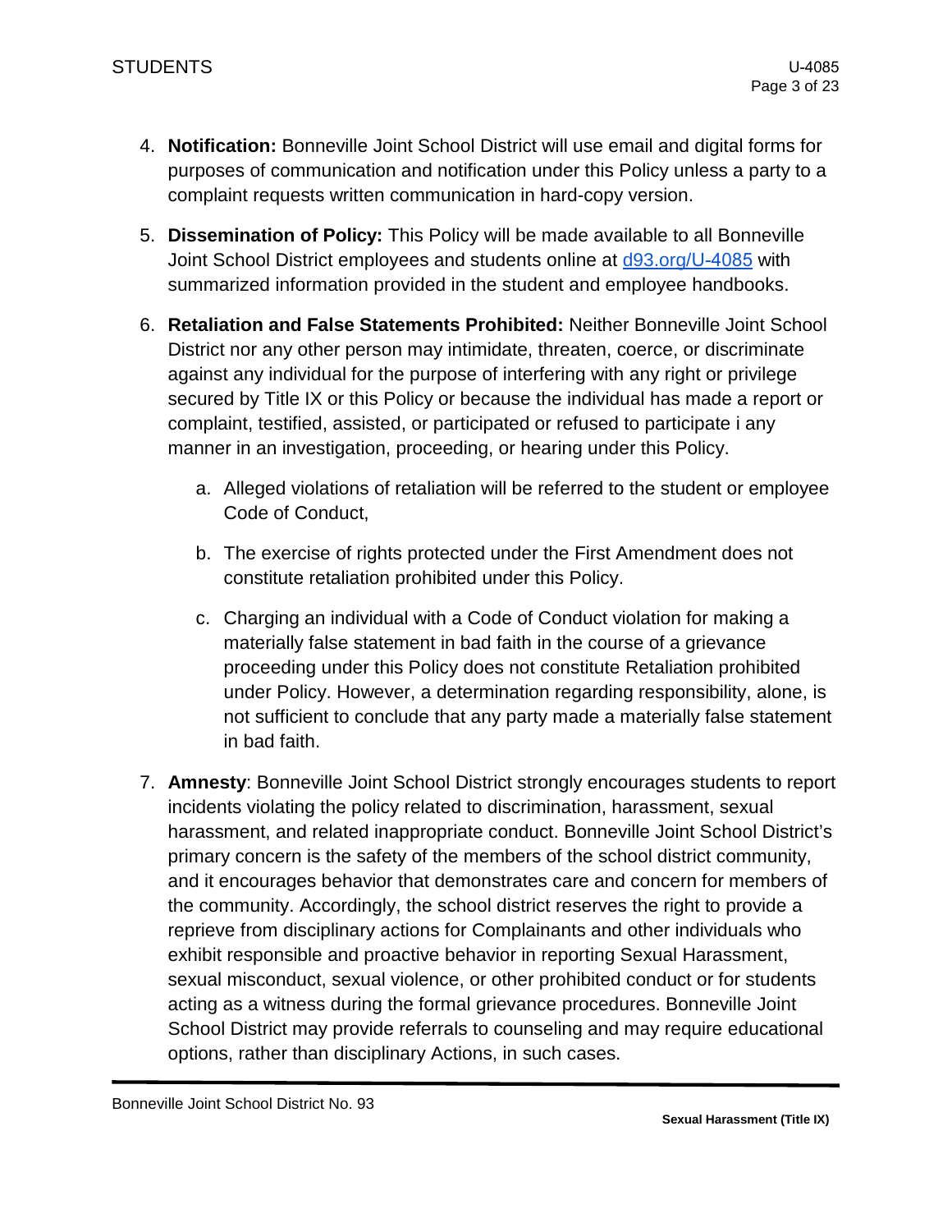4. **Notification:** Bonneville Joint School District will use email and digital forms for purposes of communication and notification under this Policy unless a party to a complaint requests written communication in hard-copy version.

5. **Dissemination of Policy:** This Policy will be made available to all Bonneville Joint School District employees and students online at d93.org/U-4085 with summarized information provided in the student and employee handbooks.

6. **Retaliation and False Statements Prohibited:** Neither Bonneville Joint School District nor any other person may intimidate, threaten, coerce, or discriminate against any individual for the purpose of interfering with any right or privilege secured by Title IX or this Policy or because the individual has made a report or complaint, testified, assisted, or participated or refused to participate i any manner in an investigation, proceeding, or hearing under this Policy.

   a. Alleged violations of retaliation will be referred to the student or employee Code of Conduct,

   b. The exercise of rights protected under the First Amendment does not constitute retaliation prohibited under this Policy.

   c. Charging an individual with a Code of Conduct violation for making a materially false statement in bad faith in the course of a grievance proceeding under this Policy does not constitute Retaliation prohibited under Policy. However, a determination regarding responsibility, alone, is not sufficient to conclude that any party made a materially false statement in bad faith.

7. **Amnesty**: Bonneville Joint School District strongly encourages students to report incidents violating the policy related to discrimination, harassment, sexual harassment, and related inappropriate conduct. Bonneville Joint School District's primary concern is the safety of the members of the school district community, and it encourages behavior that demonstrates care and concern for members of the community. Accordingly, the school district reserves the right to provide a reprieve from disciplinary actions for Complainants and other individuals who exhibit responsible and proactive behavior in reporting Sexual Harassment, sexual misconduct, sexual violence, or other prohibited conduct or for students acting as a witness during the formal grievance procedures. Bonneville Joint School District may provide referrals to counseling and may require educational options, rather than disciplinary Actions, in such cases.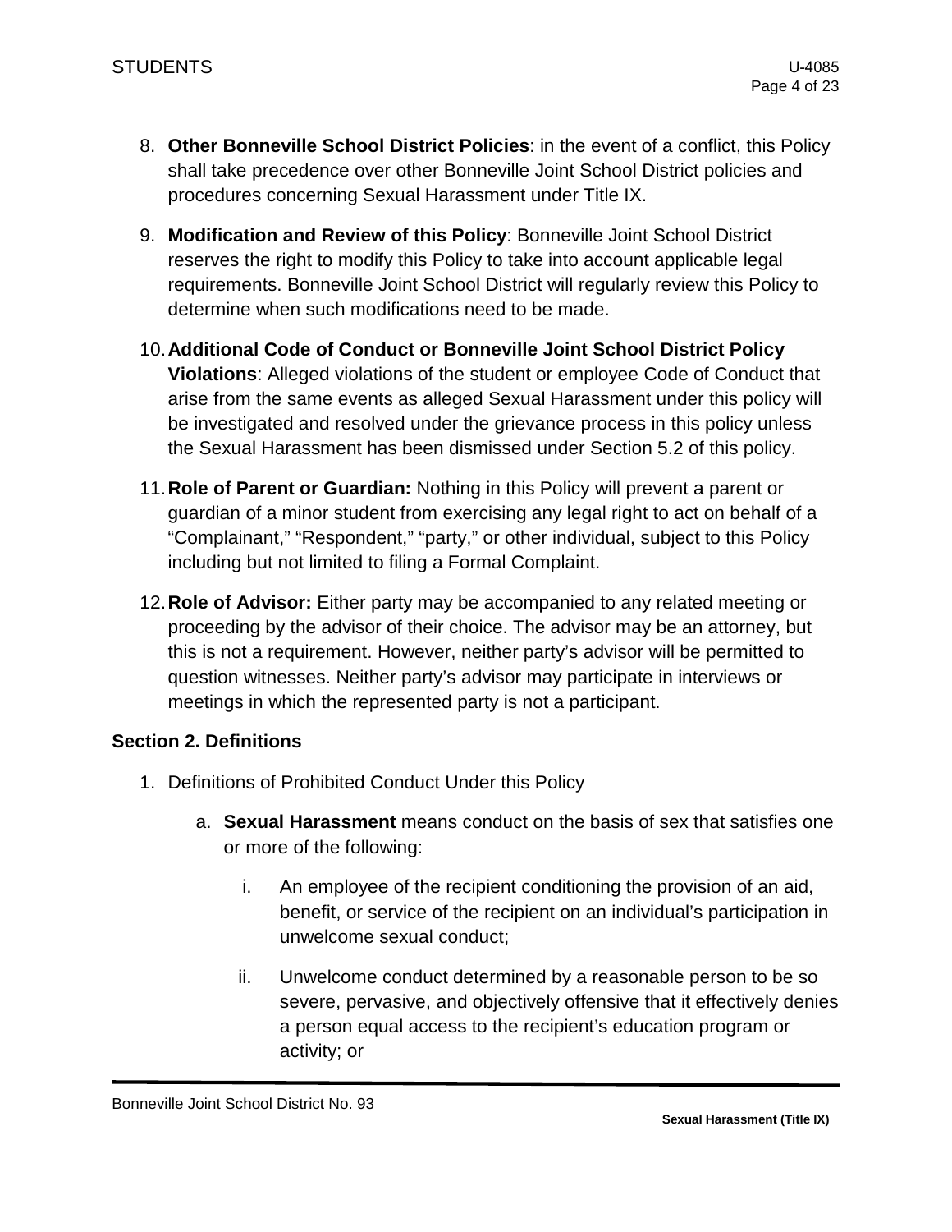8. **Other Bonneville School District Policies**: in the event of a conflict, this Policy shall take precedence over other Bonneville Joint School District policies and procedures concerning Sexual Harassment under Title IX.

9. **Modification and Review of this Policy**: Bonneville Joint School District reserves the right to modify this Policy to take into account applicable legal requirements. Bonneville Joint School District will regularly review this Policy to determine when such modifications need to be made.

10. **Additional Code of Conduct or Bonneville Joint School District Policy Violations**: Alleged violations of the student or employee Code of Conduct that arise from the same events as alleged Sexual Harassment under this policy will be investigated and resolved under the grievance process in this policy unless the Sexual Harassment has been dismissed under Section 5.2 of this policy.

11. **Role of Parent or Guardian:** Nothing in this Policy will prevent a parent or guardian of a minor student from exercising any legal right to act on behalf of a "Complainant," "Respondent," "party," or other individual, subject to this Policy including but not limited to filing a Formal Complaint.

12. **Role of Advisor:** Either party may be accompanied to any related meeting or proceeding by the advisor of their choice. The advisor may be an attorney, but this is not a requirement. However, neither party's advisor will be permitted to question witnesses. Neither party's advisor may participate in interviews or meetings in which the represented party is not a participant.

### Section 2. Definitions

1. Definitions of Prohibited Conduct Under this Policy

   a. **Sexual Harassment** means conduct on the basis of sex that satisfies one or more of the following:

      i. An employee of the recipient conditioning the provision of an aid, benefit, or service of the recipient on an individual's participation in unwelcome sexual conduct;

      ii. Unwelcome conduct determined by a reasonable person to be so severe, pervasive, and objectively offensive that it effectively denies a person equal access to the recipient's education program or activity; or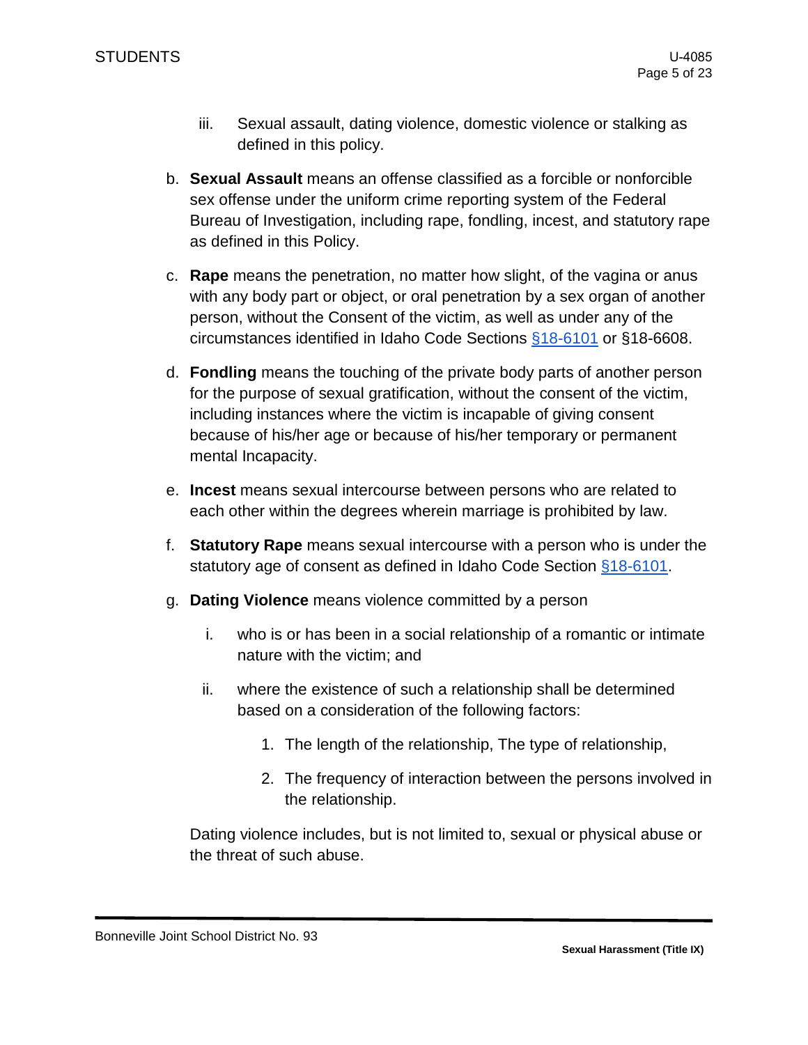iii. Sexual assault, dating violence, domestic violence or stalking as defined in this policy.

b. **Sexual Assault** means an offense classified as a forcible or nonforcible sex offense under the uniform crime reporting system of the Federal Bureau of Investigation, including rape, fondling, incest, and statutory rape as defined in this Policy.

c. **Rape** means the penetration, no matter how slight, of the vagina or anus with any body part or object, or oral penetration by a sex organ of another person, without the Consent of the victim, as well as under any of the circumstances identified in Idaho Code Sections §18-6101 or §18-6608.

d. **Fondling** means the touching of the private body parts of another person for the purpose of sexual gratification, without the consent of the victim, including instances where the victim is incapable of giving consent because of his/her age or because of his/her temporary or permanent mental Incapacity.

e. **Incest** means sexual intercourse between persons who are related to each other within the degrees wherein marriage is prohibited by law.

f. **Statutory Rape** means sexual intercourse with a person who is under the statutory age of consent as defined in Idaho Code Section §18-6101.

g. **Dating Violence** means violence committed by a person

   i. who is or has been in a social relationship of a romantic or intimate nature with the victim; and

   ii. where the existence of such a relationship shall be determined based on a consideration of the following factors:

      1. The length of the relationship, The type of relationship,

      2. The frequency of interaction between the persons involved in the relationship.

   Dating violence includes, but is not limited to, sexual or physical abuse or the threat of such abuse.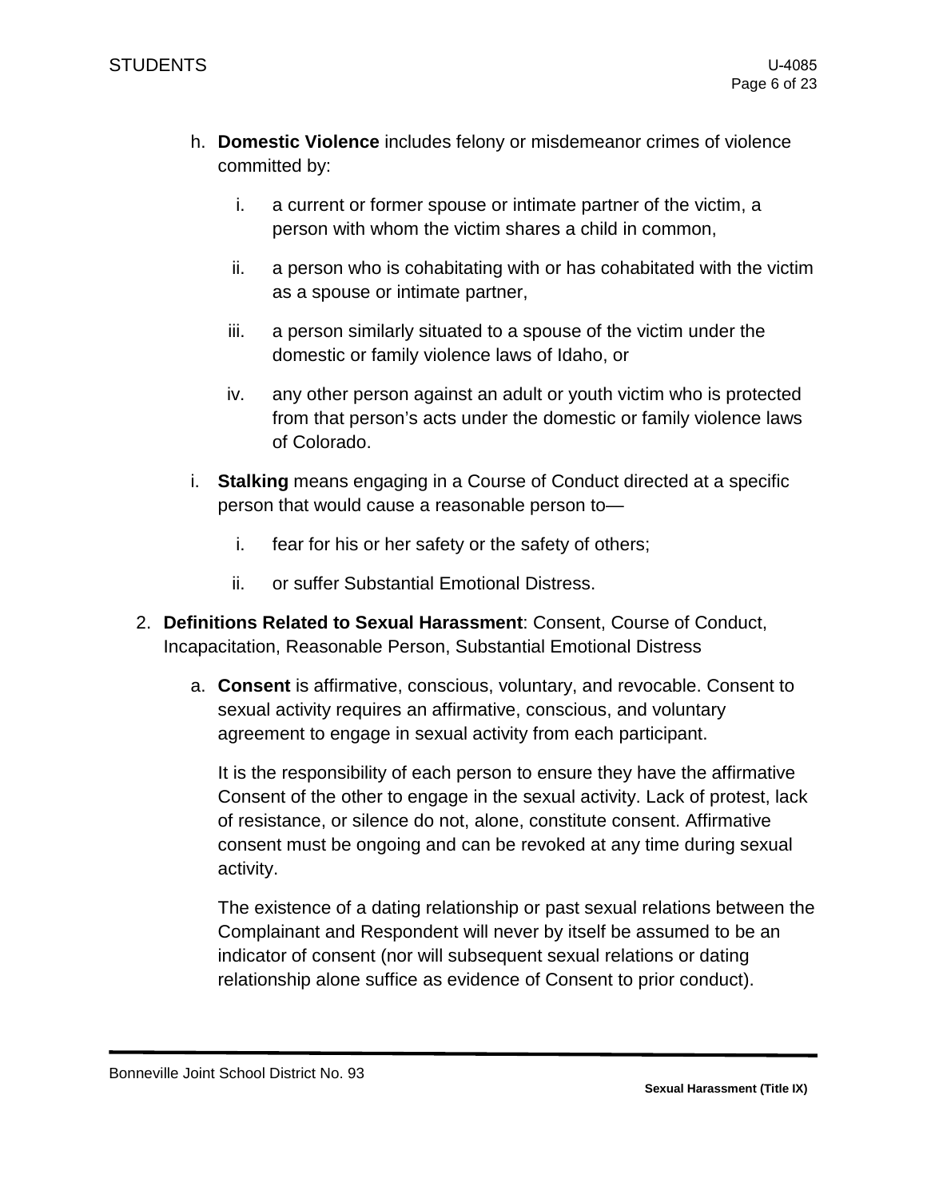h. **Domestic Violence** includes felony or misdemeanor crimes of violence committed by:

   i. a current or former spouse or intimate partner of the victim, a person with whom the victim shares a child in common,

   ii. a person who is cohabitating with or has cohabitated with the victim as a spouse or intimate partner,

   iii. a person similarly situated to a spouse of the victim under the domestic or family violence laws of Idaho, or

   iv. any other person against an adult or youth victim who is protected from that person's acts under the domestic or family violence laws of Colorado.

i. **Stalking** means engaging in a Course of Conduct directed at a specific person that would cause a reasonable person to—

   i. fear for his or her safety or the safety of others;

   ii. or suffer Substantial Emotional Distress.

2. **Definitions Related to Sexual Harassment**: Consent, Course of Conduct, Incapacitation, Reasonable Person, Substantial Emotional Distress

   a. **Consent** is affirmative, conscious, voluntary, and revocable. Consent to sexual activity requires an affirmative, conscious, and voluntary agreement to engage in sexual activity from each participant.

      It is the responsibility of each person to ensure they have the affirmative Consent of the other to engage in the sexual activity. Lack of protest, lack of resistance, or silence do not, alone, constitute consent. Affirmative consent must be ongoing and can be revoked at any time during sexual activity.

      The existence of a dating relationship or past sexual relations between the Complainant and Respondent will never by itself be assumed to be an indicator of consent (nor will subsequent sexual relations or dating relationship alone suffice as evidence of Consent to prior conduct).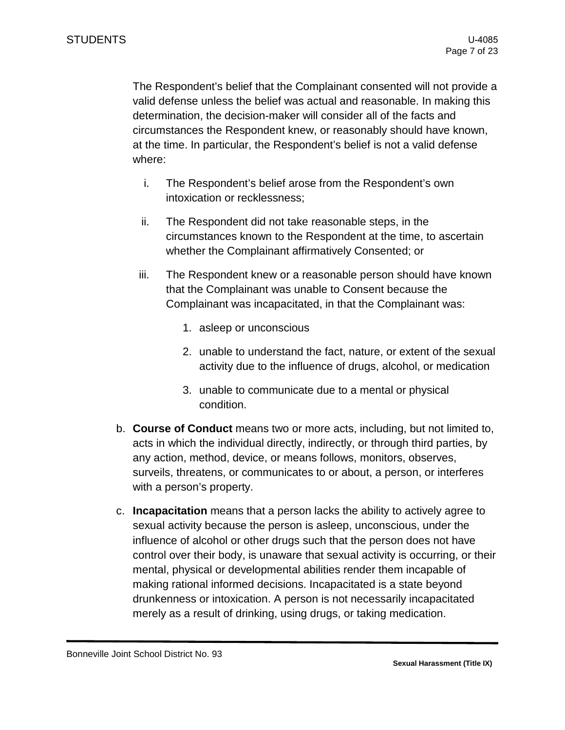The Respondent's belief that the Complainant consented will not provide a valid defense unless the belief was actual and reasonable. In making this determination, the decision-maker will consider all of the facts and circumstances the Respondent knew, or reasonably should have known, at the time. In particular, the Respondent's belief is not a valid defense where:

i. The Respondent's belief arose from the Respondent's own intoxication or recklessness;

ii. The Respondent did not take reasonable steps, in the circumstances known to the Respondent at the time, to ascertain whether the Complainant affirmatively Consented; or

iii. The Respondent knew or a reasonable person should have known that the Complainant was unable to Consent because the Complainant was incapacitated, in that the Complainant was:

    1. asleep or unconscious

    2. unable to understand the fact, nature, or extent of the sexual activity due to the influence of drugs, alcohol, or medication

    3. unable to communicate due to a mental or physical condition.

b. **Course of Conduct** means two or more acts, including, but not limited to, acts in which the individual directly, indirectly, or through third parties, by any action, method, device, or means follows, monitors, observes, surveils, threatens, or communicates to or about, a person, or interferes with a person's property.

c. **Incapacitation** means that a person lacks the ability to actively agree to sexual activity because the person is asleep, unconscious, under the influence of alcohol or other drugs such that the person does not have control over their body, is unaware that sexual activity is occurring, or their mental, physical or developmental abilities render them incapable of making rational informed decisions. Incapacitated is a state beyond drunkenness or intoxication. A person is not necessarily incapacitated merely as a result of drinking, using drugs, or taking medication.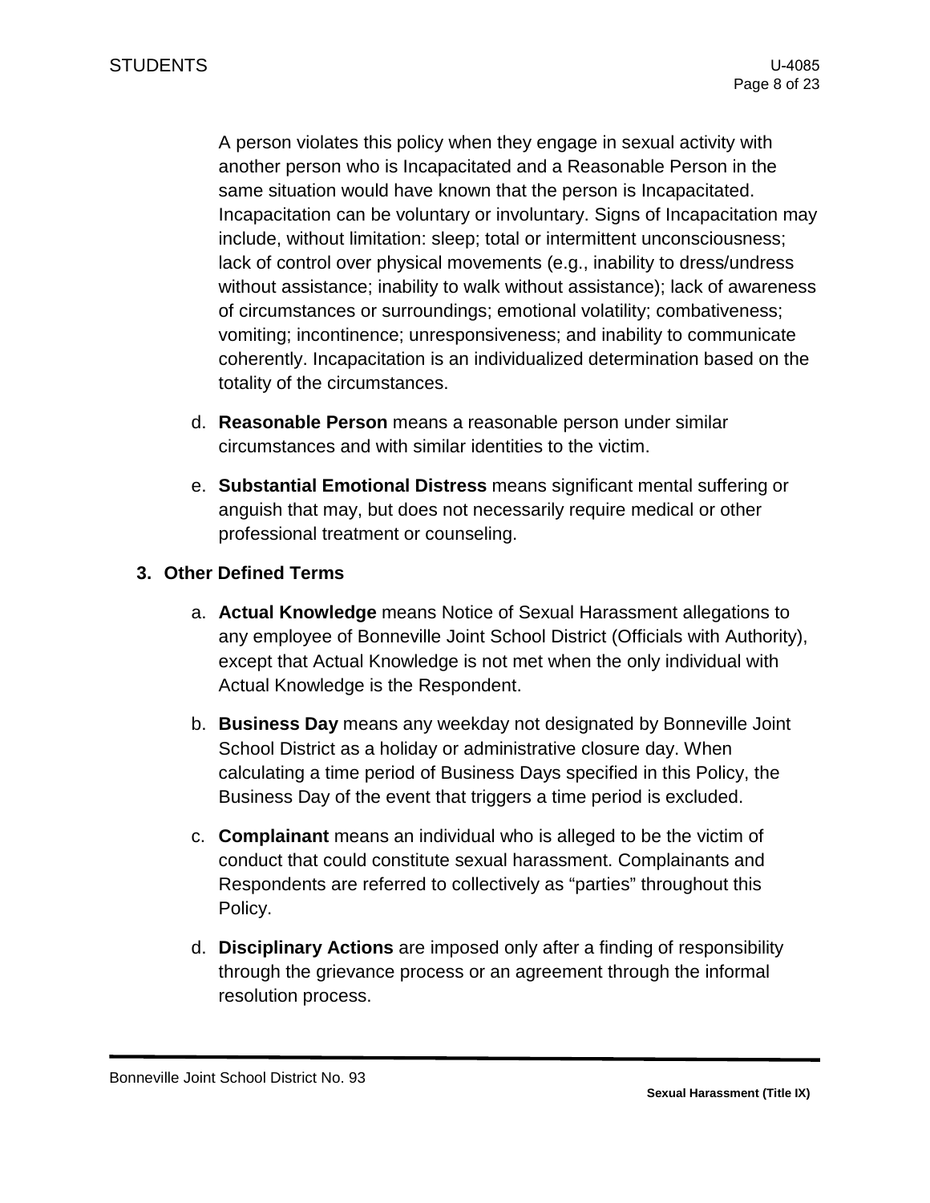A person violates this policy when they engage in sexual activity with another person who is Incapacitated and a Reasonable Person in the same situation would have known that the person is Incapacitated. Incapacitation can be voluntary or involuntary. Signs of Incapacitation may include, without limitation: sleep; total or intermittent unconsciousness; lack of control over physical movements (e.g., inability to dress/undress without assistance; inability to walk without assistance); lack of awareness of circumstances or surroundings; emotional volatility; combativeness; vomiting; incontinence; unresponsiveness; and inability to communicate coherently. Incapacitation is an individualized determination based on the totality of the circumstances.

d. **Reasonable Person** means a reasonable person under similar circumstances and with similar identities to the victim.

e. **Substantial Emotional Distress** means significant mental suffering or anguish that may, but does not necessarily require medical or other professional treatment or counseling.

### 3. Other Defined Terms

a. **Actual Knowledge** means Notice of Sexual Harassment allegations to any employee of Bonneville Joint School District (Officials with Authority), except that Actual Knowledge is not met when the only individual with Actual Knowledge is the Respondent.

b. **Business Day** means any weekday not designated by Bonneville Joint School District as a holiday or administrative closure day. When calculating a time period of Business Days specified in this Policy, the Business Day of the event that triggers a time period is excluded.

c. **Complainant** means an individual who is alleged to be the victim of conduct that could constitute sexual harassment. Complainants and Respondents are referred to collectively as "parties" throughout this Policy.

d. **Disciplinary Actions** are imposed only after a finding of responsibility through the grievance process or an agreement through the informal resolution process.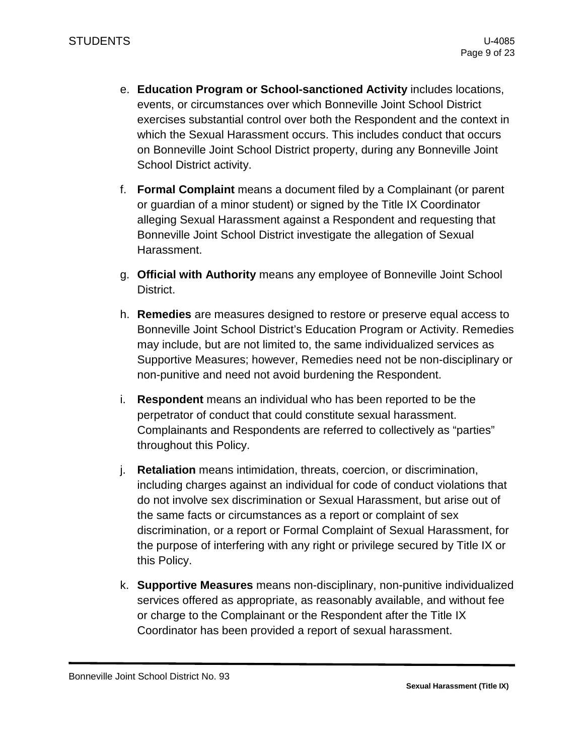e. **Education Program or School-sanctioned Activity** includes locations, events, or circumstances over which Bonneville Joint School District exercises substantial control over both the Respondent and the context in which the Sexual Harassment occurs. This includes conduct that occurs on Bonneville Joint School District property, during any Bonneville Joint School District activity.

f. **Formal Complaint** means a document filed by a Complainant (or parent or guardian of a minor student) or signed by the Title IX Coordinator alleging Sexual Harassment against a Respondent and requesting that Bonneville Joint School District investigate the allegation of Sexual Harassment.

g. **Official with Authority** means any employee of Bonneville Joint School District.

h. **Remedies** are measures designed to restore or preserve equal access to Bonneville Joint School District's Education Program or Activity. Remedies may include, but are not limited to, the same individualized services as Supportive Measures; however, Remedies need not be non-disciplinary or non-punitive and need not avoid burdening the Respondent.

i. **Respondent** means an individual who has been reported to be the perpetrator of conduct that could constitute sexual harassment. Complainants and Respondents are referred to collectively as "parties" throughout this Policy.

j. **Retaliation** means intimidation, threats, coercion, or discrimination, including charges against an individual for code of conduct violations that do not involve sex discrimination or Sexual Harassment, but arise out of the same facts or circumstances as a report or complaint of sex discrimination, or a report or Formal Complaint of Sexual Harassment, for the purpose of interfering with any right or privilege secured by Title IX or this Policy.

k. **Supportive Measures** means non-disciplinary, non-punitive individualized services offered as appropriate, as reasonably available, and without fee or charge to the Complainant or the Respondent after the Title IX Coordinator has been provided a report of sexual harassment.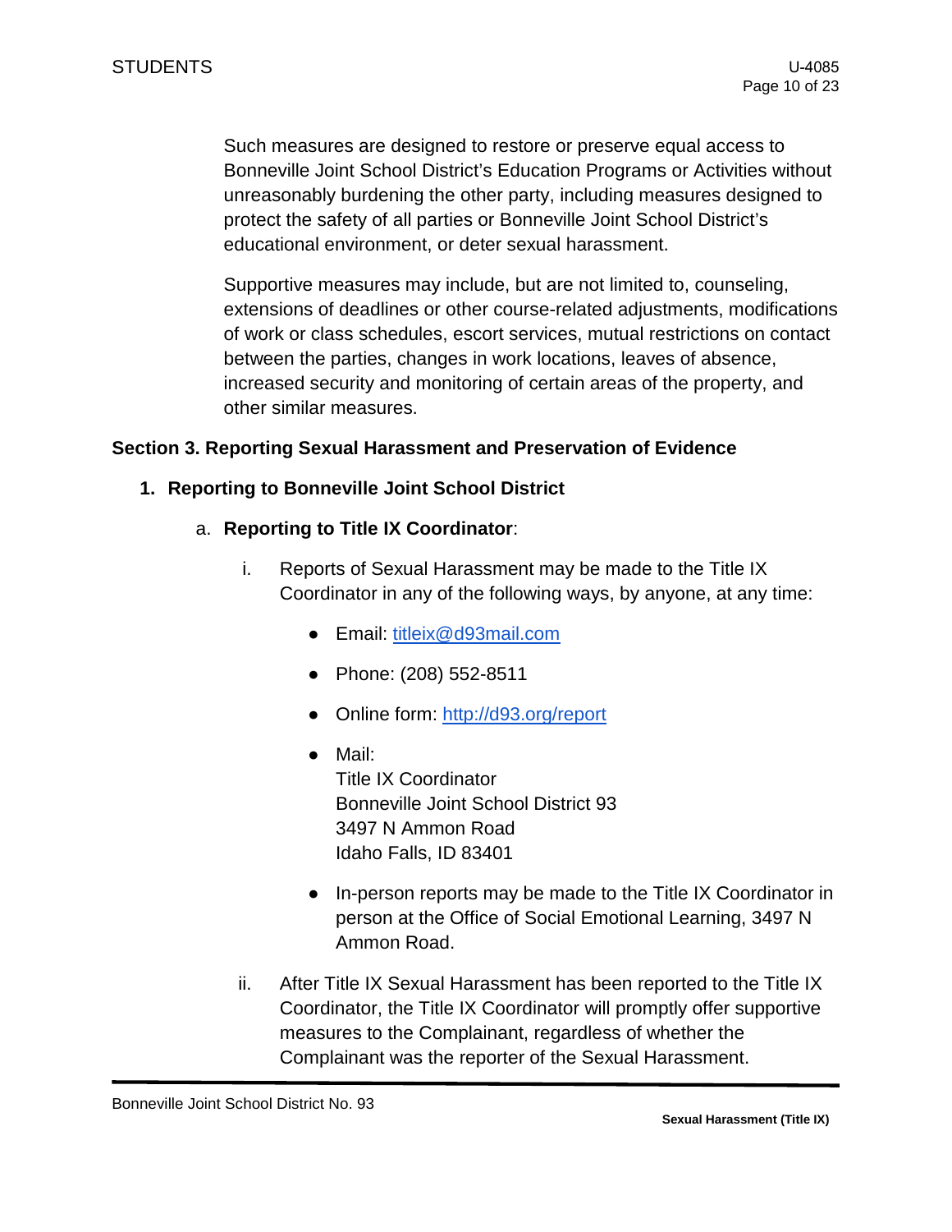Such measures are designed to restore or preserve equal access to Bonneville Joint School District's Education Programs or Activities without unreasonably burdening the other party, including measures designed to protect the safety of all parties or Bonneville Joint School District's educational environment, or deter sexual harassment.

Supportive measures may include, but are not limited to, counseling, extensions of deadlines or other course-related adjustments, modifications of work or class schedules, escort services, mutual restrictions on contact between the parties, changes in work locations, leaves of absence, increased security and monitoring of certain areas of the property, and other similar measures.

**Section 3. Reporting Sexual Harassment and Preservation of Evidence**

1. **Reporting to Bonneville Joint School District**

   a. **Reporting to Title IX Coordinator**:

      i. Reports of Sexual Harassment may be made to the Title IX Coordinator in any of the following ways, by anyone, at any time:

         - Email: [titleix@d93mail.com](mailto:titleix@d93mail.com)
         - Phone: (208) 552-8511
         - Online form: [http://d93.org/report](http://d93.org/report)
         - Mail:
           Title IX Coordinator
           Bonneville Joint School District 93
           3497 N Ammon Road
           Idaho Falls, ID 83401
         - In-person reports may be made to the Title IX Coordinator in person at the Office of Social Emotional Learning, 3497 N Ammon Road.

      ii. After Title IX Sexual Harassment has been reported to the Title IX Coordinator, the Title IX Coordinator will promptly offer supportive measures to the Complainant, regardless of whether the Complainant was the reporter of the Sexual Harassment.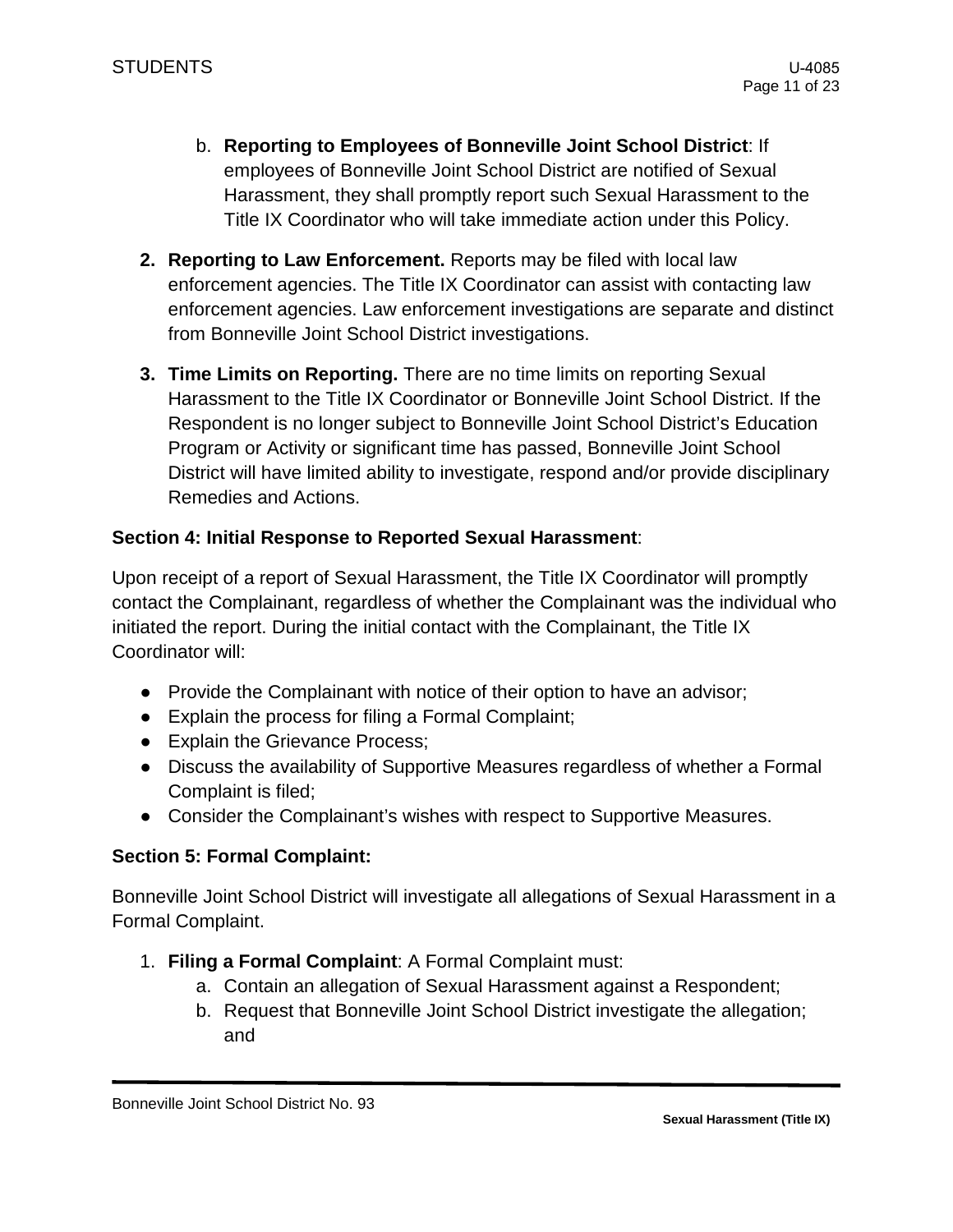b. **Reporting to Employees of Bonneville Joint School District**: If employees of Bonneville Joint School District are notified of Sexual Harassment, they shall promptly report such Sexual Harassment to the Title IX Coordinator who will take immediate action under this Policy.

2. **Reporting to Law Enforcement.** Reports may be filed with local law enforcement agencies. The Title IX Coordinator can assist with contacting law enforcement agencies. Law enforcement investigations are separate and distinct from Bonneville Joint School District investigations.

3. **Time Limits on Reporting.** There are no time limits on reporting Sexual Harassment to the Title IX Coordinator or Bonneville Joint School District. If the Respondent is no longer subject to Bonneville Joint School District's Education Program or Activity or significant time has passed, Bonneville Joint School District will have limited ability to investigate, respond and/or provide disciplinary Remedies and Actions.

**Section 4: Initial Response to Reported Sexual Harassment**:

Upon receipt of a report of Sexual Harassment, the Title IX Coordinator will promptly contact the Complainant, regardless of whether the Complainant was the individual who initiated the report. During the initial contact with the Complainant, the Title IX Coordinator will:

- Provide the Complainant with notice of their option to have an advisor;
- Explain the process for filing a Formal Complaint;
- Explain the Grievance Process;
- Discuss the availability of Supportive Measures regardless of whether a Formal Complaint is filed;
- Consider the Complainant's wishes with respect to Supportive Measures.

**Section 5: Formal Complaint:**

Bonneville Joint School District will investigate all allegations of Sexual Harassment in a Formal Complaint.

1. **Filing a Formal Complaint**: A Formal Complaint must:
   a. Contain an allegation of Sexual Harassment against a Respondent;
   b. Request that Bonneville Joint School District investigate the allegation; and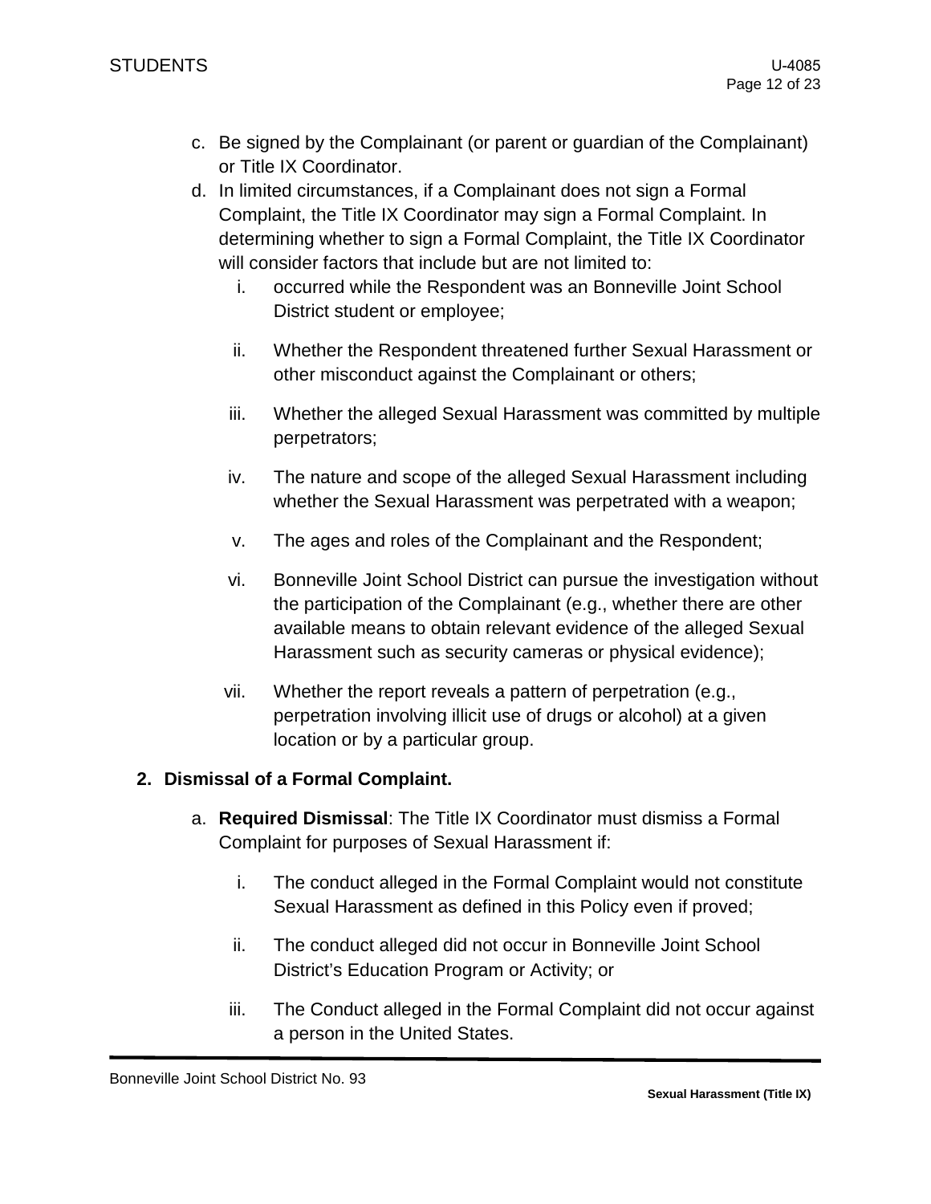c. Be signed by the Complainant (or parent or guardian of the Complainant) or Title IX Coordinator.
d. In limited circumstances, if a Complainant does not sign a Formal Complaint, the Title IX Coordinator may sign a Formal Complaint. In determining whether to sign a Formal Complaint, the Title IX Coordinator will consider factors that include but are not limited to:
    i. occurred while the Respondent was an Bonneville Joint School District student or employee;
    ii. Whether the Respondent threatened further Sexual Harassment or other misconduct against the Complainant or others;
    iii. Whether the alleged Sexual Harassment was committed by multiple perpetrators;
    iv. The nature and scope of the alleged Sexual Harassment including whether the Sexual Harassment was perpetrated with a weapon;
    v. The ages and roles of the Complainant and the Respondent;
    vi. Bonneville Joint School District can pursue the investigation without the participation of the Complainant (e.g., whether there are other available means to obtain relevant evidence of the alleged Sexual Harassment such as security cameras or physical evidence);
    vii. Whether the report reveals a pattern of perpetration (e.g., perpetration involving illicit use of drugs or alcohol) at a given location or by a particular group.

**2. Dismissal of a Formal Complaint.**

a. **Required Dismissal**: The Title IX Coordinator must dismiss a Formal Complaint for purposes of Sexual Harassment if:
    i. The conduct alleged in the Formal Complaint would not constitute Sexual Harassment as defined in this Policy even if proved;
    ii. The conduct alleged did not occur in Bonneville Joint School District's Education Program or Activity; or
    iii. The Conduct alleged in the Formal Complaint did not occur against a person in the United States.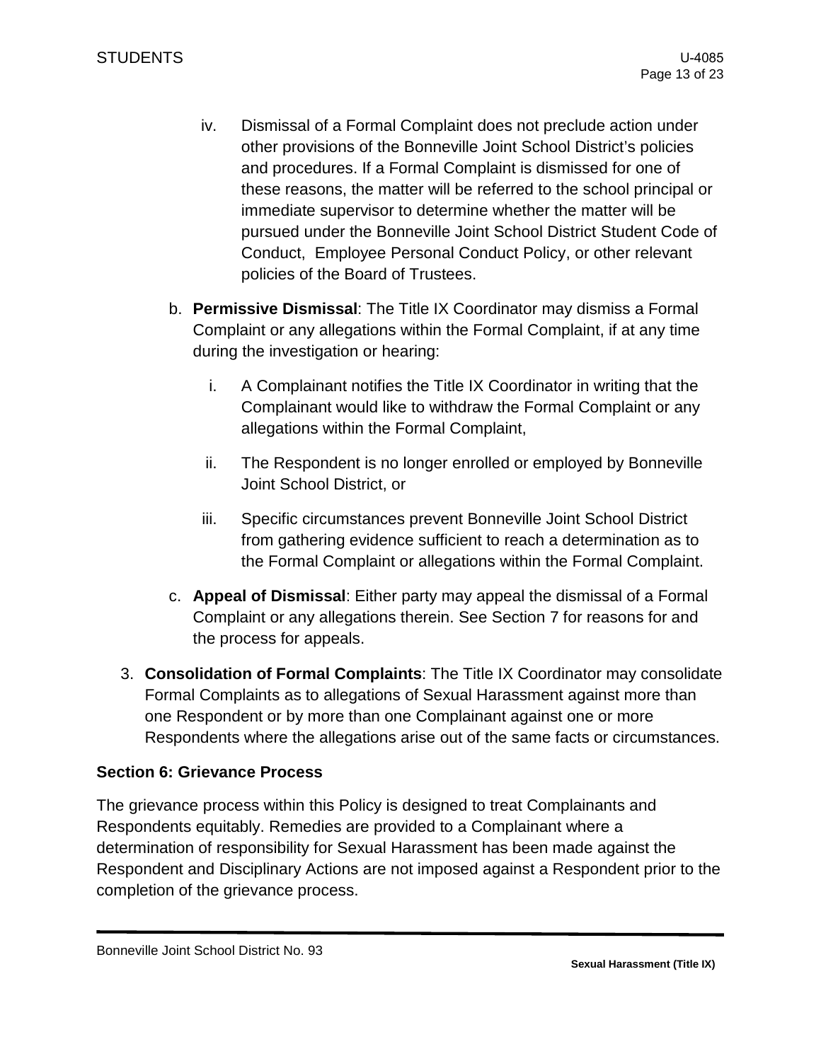iv. Dismissal of a Formal Complaint does not preclude action under other provisions of the Bonneville Joint School District's policies and procedures. If a Formal Complaint is dismissed for one of these reasons, the matter will be referred to the school principal or immediate supervisor to determine whether the matter will be pursued under the Bonneville Joint School District Student Code of Conduct, Employee Personal Conduct Policy, or other relevant policies of the Board of Trustees.

b. **Permissive Dismissal**: The Title IX Coordinator may dismiss a Formal Complaint or any allegations within the Formal Complaint, if at any time during the investigation or hearing:

   i. A Complainant notifies the Title IX Coordinator in writing that the Complainant would like to withdraw the Formal Complaint or any allegations within the Formal Complaint,

   ii. The Respondent is no longer enrolled or employed by Bonneville Joint School District, or

   iii. Specific circumstances prevent Bonneville Joint School District from gathering evidence sufficient to reach a determination as to the Formal Complaint or allegations within the Formal Complaint.

c. **Appeal of Dismissal**: Either party may appeal the dismissal of a Formal Complaint or any allegations therein. See Section 7 for reasons for and the process for appeals.

3. **Consolidation of Formal Complaints**: The Title IX Coordinator may consolidate Formal Complaints as to allegations of Sexual Harassment against more than one Respondent or by more than one Complainant against one or more Respondents where the allegations arise out of the same facts or circumstances.

**Section 6: Grievance Process**

The grievance process within this Policy is designed to treat Complainants and Respondents equitably. Remedies are provided to a Complainant where a determination of responsibility for Sexual Harassment has been made against the Respondent and Disciplinary Actions are not imposed against a Respondent prior to the completion of the grievance process.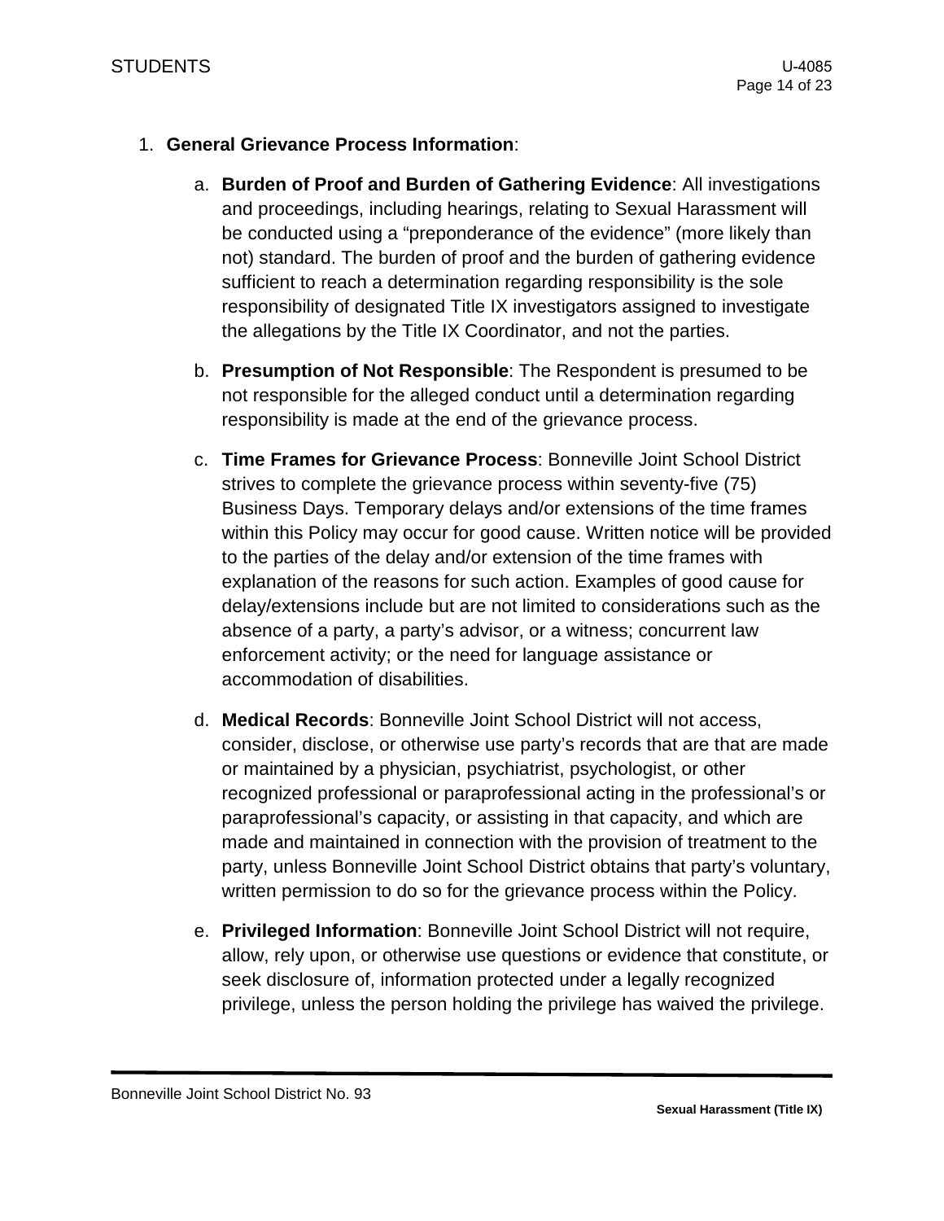1. **General Grievance Process Information**:

    a. **Burden of Proof and Burden of Gathering Evidence**: All investigations and proceedings, including hearings, relating to Sexual Harassment will be conducted using a "preponderance of the evidence" (more likely than not) standard. The burden of proof and the burden of gathering evidence sufficient to reach a determination regarding responsibility is the sole responsibility of designated Title IX investigators assigned to investigate the allegations by the Title IX Coordinator, and not the parties.

    b. **Presumption of Not Responsible**: The Respondent is presumed to be not responsible for the alleged conduct until a determination regarding responsibility is made at the end of the grievance process.

    c. **Time Frames for Grievance Process**: Bonneville Joint School District strives to complete the grievance process within seventy-five (75) Business Days. Temporary delays and/or extensions of the time frames within this Policy may occur for good cause. Written notice will be provided to the parties of the delay and/or extension of the time frames with explanation of the reasons for such action. Examples of good cause for delay/extensions include but are not limited to considerations such as the absence of a party, a party's advisor, or a witness; concurrent law enforcement activity; or the need for language assistance or accommodation of disabilities.

    d. **Medical Records**: Bonneville Joint School District will not access, consider, disclose, or otherwise use party's records that are that are made or maintained by a physician, psychiatrist, psychologist, or other recognized professional or paraprofessional acting in the professional's or paraprofessional's capacity, or assisting in that capacity, and which are made and maintained in connection with the provision of treatment to the party, unless Bonneville Joint School District obtains that party's voluntary, written permission to do so for the grievance process within the Policy.

    e. **Privileged Information**: Bonneville Joint School District will not require, allow, rely upon, or otherwise use questions or evidence that constitute, or seek disclosure of, information protected under a legally recognized privilege, unless the person holding the privilege has waived the privilege.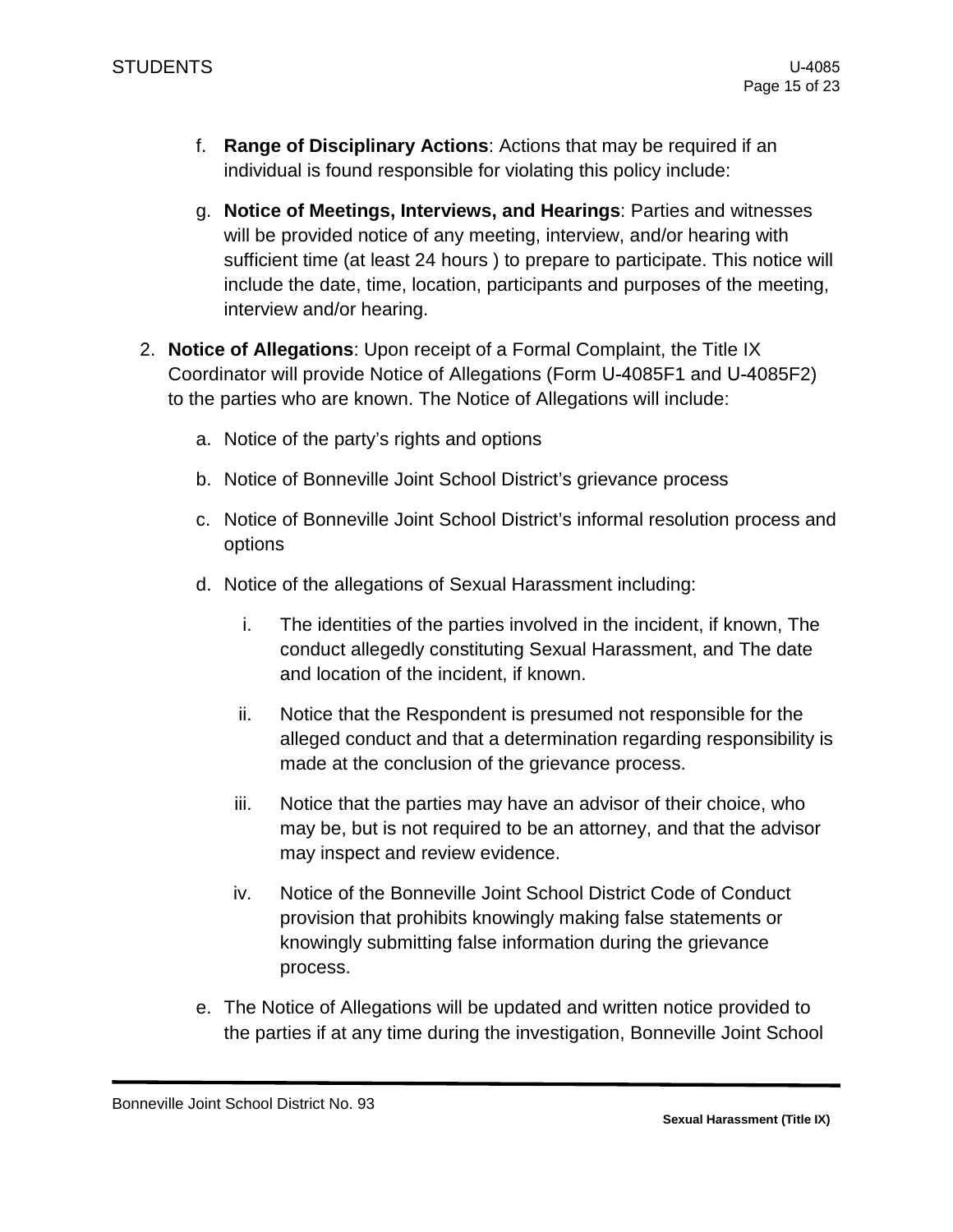f. **Range of Disciplinary Actions**: Actions that may be required if an individual is found responsible for violating this policy include:

g. **Notice of Meetings, Interviews, and Hearings**: Parties and witnesses will be provided notice of any meeting, interview, and/or hearing with sufficient time (at least 24 hours ) to prepare to participate. This notice will include the date, time, location, participants and purposes of the meeting, interview and/or hearing.

2. **Notice of Allegations**: Upon receipt of a Formal Complaint, the Title IX Coordinator will provide Notice of Allegations (Form U-4085F1 and U-4085F2) to the parties who are known. The Notice of Allegations will include:

   a. Notice of the party's rights and options

   b. Notice of Bonneville Joint School District's grievance process

   c. Notice of Bonneville Joint School District's informal resolution process and options

   d. Notice of the allegations of Sexual Harassment including:

      i. The identities of the parties involved in the incident, if known, The conduct allegedly constituting Sexual Harassment, and The date and location of the incident, if known.

      ii. Notice that the Respondent is presumed not responsible for the alleged conduct and that a determination regarding responsibility is made at the conclusion of the grievance process.

      iii. Notice that the parties may have an advisor of their choice, who may be, but is not required to be an attorney, and that the advisor may inspect and review evidence.

      iv. Notice of the Bonneville Joint School District Code of Conduct provision that prohibits knowingly making false statements or knowingly submitting false information during the grievance process.

   e. The Notice of Allegations will be updated and written notice provided to the parties if at any time during the investigation, Bonneville Joint School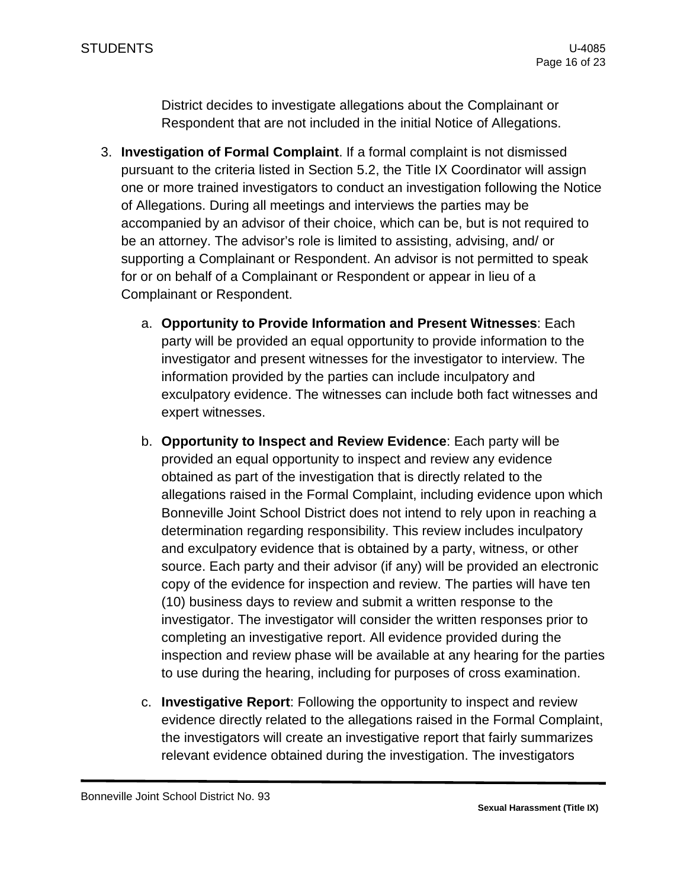District decides to investigate allegations about the Complainant or Respondent that are not included in the initial Notice of Allegations.

3. **Investigation of Formal Complaint**. If a formal complaint is not dismissed pursuant to the criteria listed in Section 5.2, the Title IX Coordinator will assign one or more trained investigators to conduct an investigation following the Notice of Allegations. During all meetings and interviews the parties may be accompanied by an advisor of their choice, which can be, but is not required to be an attorney. The advisor's role is limited to assisting, advising, and/ or supporting a Complainant or Respondent. An advisor is not permitted to speak for or on behalf of a Complainant or Respondent or appear in lieu of a Complainant or Respondent.

    a. **Opportunity to Provide Information and Present Witnesses**: Each party will be provided an equal opportunity to provide information to the investigator and present witnesses for the investigator to interview. The information provided by the parties can include inculpatory and exculpatory evidence. The witnesses can include both fact witnesses and expert witnesses.

    b. **Opportunity to Inspect and Review Evidence**: Each party will be provided an equal opportunity to inspect and review any evidence obtained as part of the investigation that is directly related to the allegations raised in the Formal Complaint, including evidence upon which Bonneville Joint School District does not intend to rely upon in reaching a determination regarding responsibility. This review includes inculpatory and exculpatory evidence that is obtained by a party, witness, or other source. Each party and their advisor (if any) will be provided an electronic copy of the evidence for inspection and review. The parties will have ten (10) business days to review and submit a written response to the investigator. The investigator will consider the written responses prior to completing an investigative report. All evidence provided during the inspection and review phase will be available at any hearing for the parties to use during the hearing, including for purposes of cross examination.

    c. **Investigative Report**: Following the opportunity to inspect and review evidence directly related to the allegations raised in the Formal Complaint, the investigators will create an investigative report that fairly summarizes relevant evidence obtained during the investigation. The investigators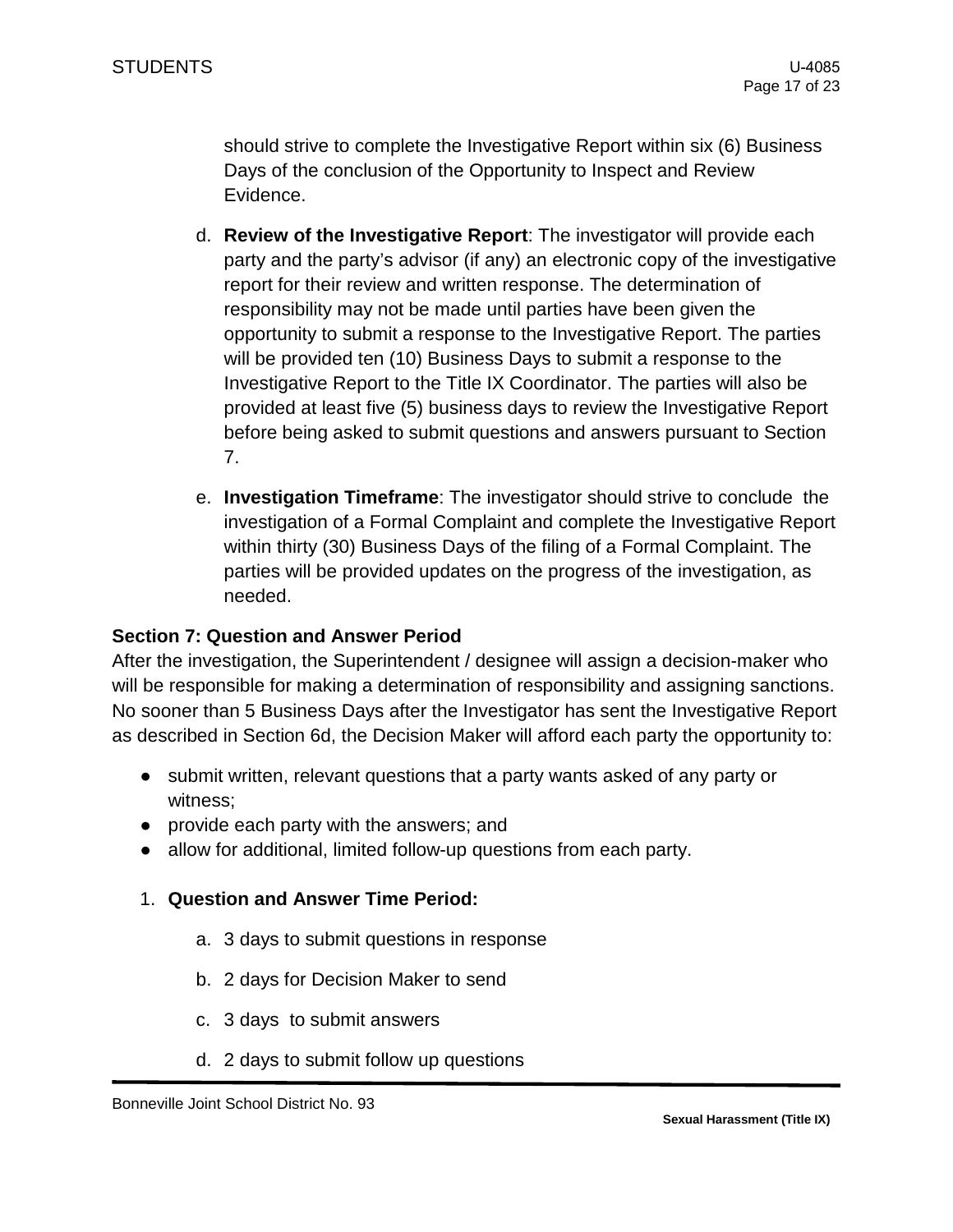should strive to complete the Investigative Report within six (6) Business Days of the conclusion of the Opportunity to Inspect and Review Evidence.

d. **Review of the Investigative Report**: The investigator will provide each party and the party's advisor (if any) an electronic copy of the investigative report for their review and written response. The determination of responsibility may not be made until parties have been given the opportunity to submit a response to the Investigative Report. The parties will be provided ten (10) Business Days to submit a response to the Investigative Report to the Title IX Coordinator. The parties will also be provided at least five (5) business days to review the Investigative Report before being asked to submit questions and answers pursuant to Section 7.

e. **Investigation Timeframe**: The investigator should strive to conclude the investigation of a Formal Complaint and complete the Investigative Report within thirty (30) Business Days of the filing of a Formal Complaint. The parties will be provided updates on the progress of the investigation, as needed.

**Section 7: Question and Answer Period**

After the investigation, the Superintendent / designee will assign a decision-maker who will be responsible for making a determination of responsibility and assigning sanctions. No sooner than 5 Business Days after the Investigator has sent the Investigative Report as described in Section 6d, the Decision Maker will afford each party the opportunity to:

- submit written, relevant questions that a party wants asked of any party or witness;
- provide each party with the answers; and
- allow for additional, limited follow-up questions from each party.

1. **Question and Answer Time Period:**

   a. 3 days to submit questions in response

   b. 2 days for Decision Maker to send

   c. 3 days to submit answers

   d. 2 days to submit follow up questions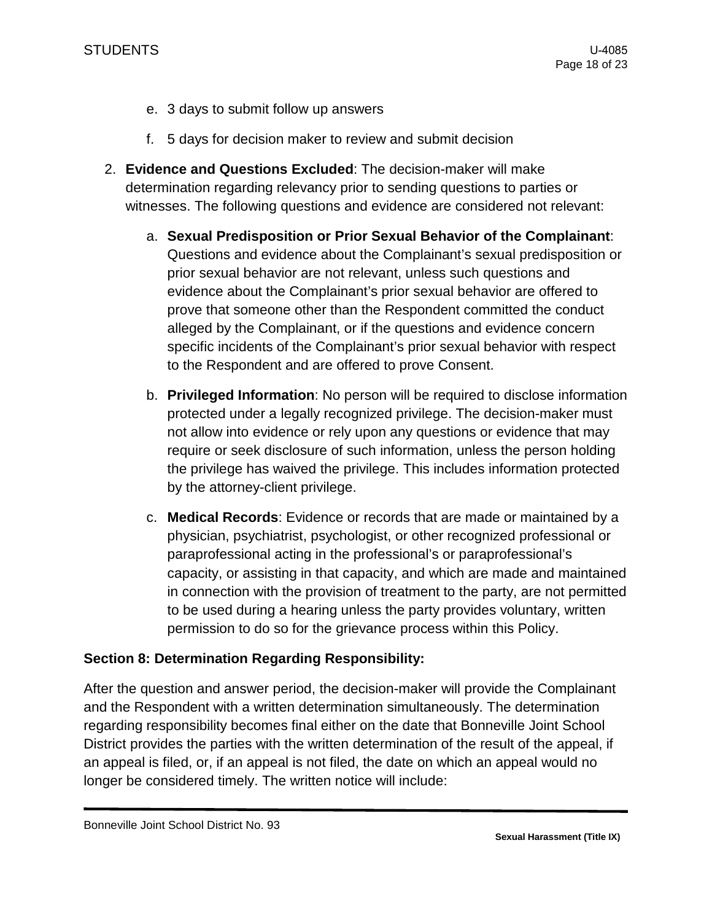e. 3 days to submit follow up answers

f. 5 days for decision maker to review and submit decision

2. **Evidence and Questions Excluded**: The decision-maker will make determination regarding relevancy prior to sending questions to parties or witnesses. The following questions and evidence are considered not relevant:

    a. **Sexual Predisposition or Prior Sexual Behavior of the Complainant**: Questions and evidence about the Complainant's sexual predisposition or prior sexual behavior are not relevant, unless such questions and evidence about the Complainant's prior sexual behavior are offered to prove that someone other than the Respondent committed the conduct alleged by the Complainant, or if the questions and evidence concern specific incidents of the Complainant's prior sexual behavior with respect to the Respondent and are offered to prove Consent.

    b. **Privileged Information**: No person will be required to disclose information protected under a legally recognized privilege. The decision-maker must not allow into evidence or rely upon any questions or evidence that may require or seek disclosure of such information, unless the person holding the privilege has waived the privilege. This includes information protected by the attorney-client privilege.

    c. **Medical Records**: Evidence or records that are made or maintained by a physician, psychiatrist, psychologist, or other recognized professional or paraprofessional acting in the professional's or paraprofessional's capacity, or assisting in that capacity, and which are made and maintained in connection with the provision of treatment to the party, are not permitted to be used during a hearing unless the party provides voluntary, written permission to do so for the grievance process within this Policy.

**Section 8: Determination Regarding Responsibility:**

After the question and answer period, the decision-maker will provide the Complainant and the Respondent with a written determination simultaneously. The determination regarding responsibility becomes final either on the date that Bonneville Joint School District provides the parties with the written determination of the result of the appeal, if an appeal is filed, or, if an appeal is not filed, the date on which an appeal would no longer be considered timely. The written notice will include: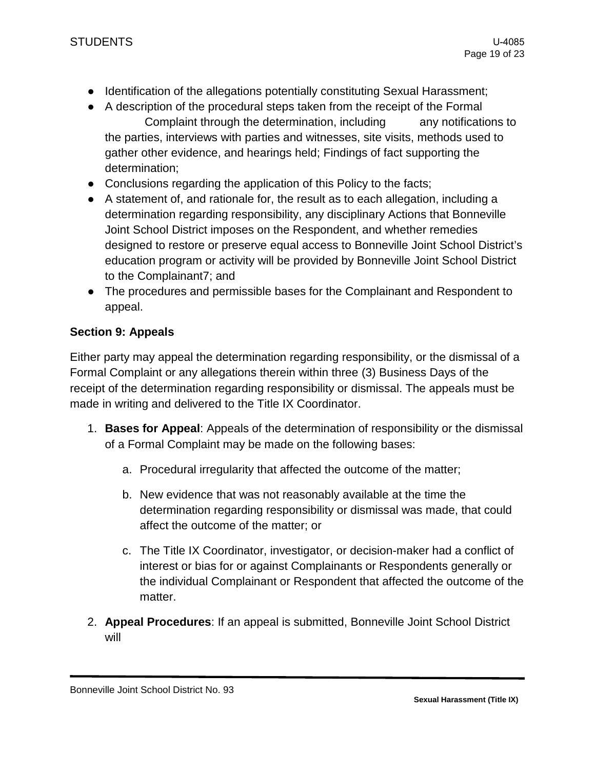- Identification of the allegations potentially constituting Sexual Harassment;
- A description of the procedural steps taken from the receipt of the Formal Complaint through the determination, including any notifications to the parties, interviews with parties and witnesses, site visits, methods used to gather other evidence, and hearings held; Findings of fact supporting the determination;
- Conclusions regarding the application of this Policy to the facts;
- A statement of, and rationale for, the result as to each allegation, including a determination regarding responsibility, any disciplinary Actions that Bonneville Joint School District imposes on the Respondent, and whether remedies designed to restore or preserve equal access to Bonneville Joint School District's education program or activity will be provided by Bonneville Joint School District to the Complainant7; and
- The procedures and permissible bases for the Complainant and Respondent to appeal.

**Section 9: Appeals**

Either party may appeal the determination regarding responsibility, or the dismissal of a Formal Complaint or any allegations therein within three (3) Business Days of the receipt of the determination regarding responsibility or dismissal. The appeals must be made in writing and delivered to the Title IX Coordinator.

1. **Bases for Appeal**: Appeals of the determination of responsibility or the dismissal of a Formal Complaint may be made on the following bases:

    a. Procedural irregularity that affected the outcome of the matter;

    b. New evidence that was not reasonably available at the time the determination regarding responsibility or dismissal was made, that could affect the outcome of the matter; or

    c. The Title IX Coordinator, investigator, or decision-maker had a conflict of interest or bias for or against Complainants or Respondents generally or the individual Complainant or Respondent that affected the outcome of the matter.

2. **Appeal Procedures**: If an appeal is submitted, Bonneville Joint School District will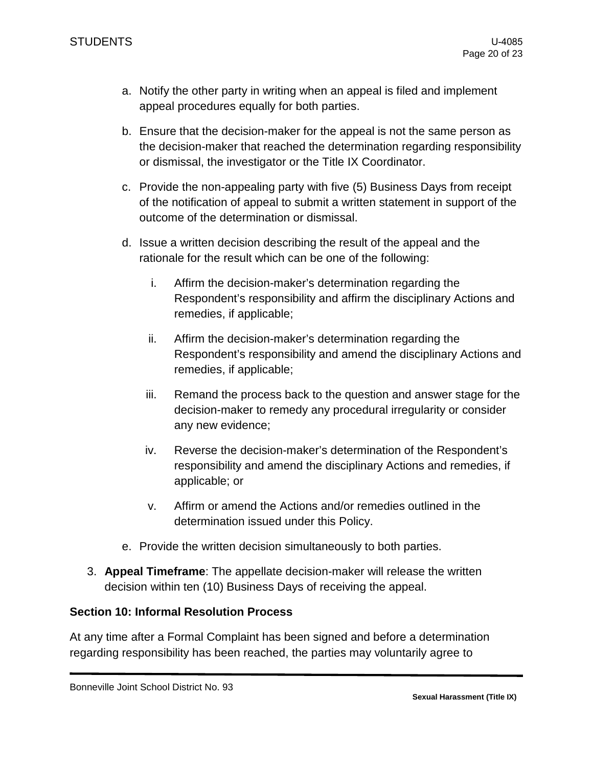a. Notify the other party in writing when an appeal is filed and implement appeal procedures equally for both parties.

b. Ensure that the decision-maker for the appeal is not the same person as the decision-maker that reached the determination regarding responsibility or dismissal, the investigator or the Title IX Coordinator.

c. Provide the non-appealing party with five (5) Business Days from receipt of the notification of appeal to submit a written statement in support of the outcome of the determination or dismissal.

d. Issue a written decision describing the result of the appeal and the rationale for the result which can be one of the following:

    i. Affirm the decision-maker's determination regarding the Respondent's responsibility and affirm the disciplinary Actions and remedies, if applicable;

    ii. Affirm the decision-maker's determination regarding the Respondent's responsibility and amend the disciplinary Actions and remedies, if applicable;

    iii. Remand the process back to the question and answer stage for the decision-maker to remedy any procedural irregularity or consider any new evidence;

    iv. Reverse the decision-maker's determination of the Respondent's responsibility and amend the disciplinary Actions and remedies, if applicable; or

    v. Affirm or amend the Actions and/or remedies outlined in the determination issued under this Policy.

e. Provide the written decision simultaneously to both parties.

3. **Appeal Timeframe**: The appellate decision-maker will release the written decision within ten (10) Business Days of receiving the appeal.

**Section 10: Informal Resolution Process**

At any time after a Formal Complaint has been signed and before a determination regarding responsibility has been reached, the parties may voluntarily agree to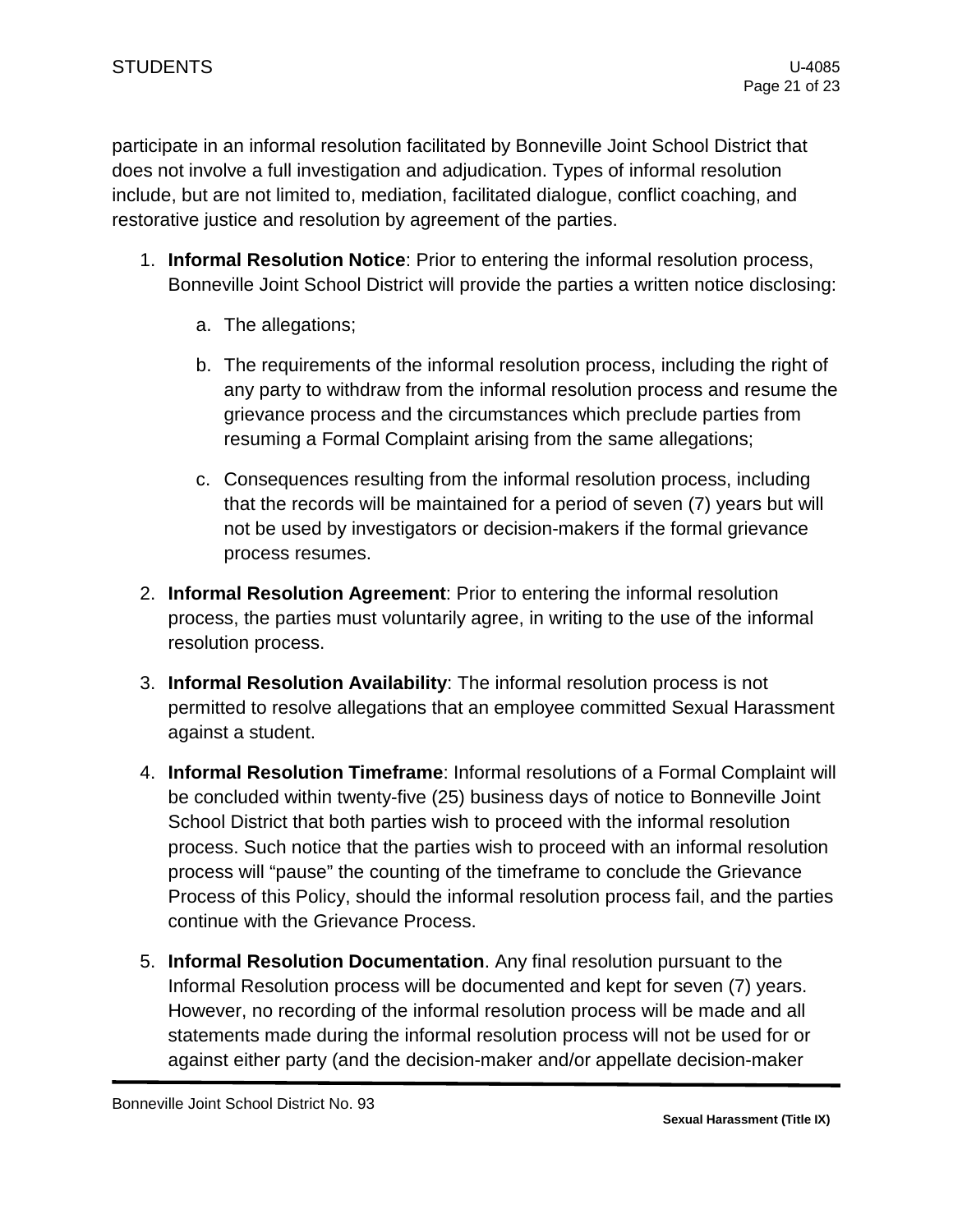participate in an informal resolution facilitated by Bonneville Joint School District that does not involve a full investigation and adjudication. Types of informal resolution include, but are not limited to, mediation, facilitated dialogue, conflict coaching, and restorative justice and resolution by agreement of the parties.

1. **Informal Resolution Notice**: Prior to entering the informal resolution process, Bonneville Joint School District will provide the parties a written notice disclosing:

   a. The allegations;

   b. The requirements of the informal resolution process, including the right of any party to withdraw from the informal resolution process and resume the grievance process and the circumstances which preclude parties from resuming a Formal Complaint arising from the same allegations;

   c. Consequences resulting from the informal resolution process, including that the records will be maintained for a period of seven (7) years but will not be used by investigators or decision-makers if the formal grievance process resumes.

2. **Informal Resolution Agreement**: Prior to entering the informal resolution process, the parties must voluntarily agree, in writing to the use of the informal resolution process.

3. **Informal Resolution Availability**: The informal resolution process is not permitted to resolve allegations that an employee committed Sexual Harassment against a student.

4. **Informal Resolution Timeframe**: Informal resolutions of a Formal Complaint will be concluded within twenty-five (25) business days of notice to Bonneville Joint School District that both parties wish to proceed with the informal resolution process. Such notice that the parties wish to proceed with an informal resolution process will "pause" the counting of the timeframe to conclude the Grievance Process of this Policy, should the informal resolution process fail, and the parties continue with the Grievance Process.

5. **Informal Resolution Documentation**. Any final resolution pursuant to the Informal Resolution process will be documented and kept for seven (7) years. However, no recording of the informal resolution process will be made and all statements made during the informal resolution process will not be used for or against either party (and the decision-maker and/or appellate decision-maker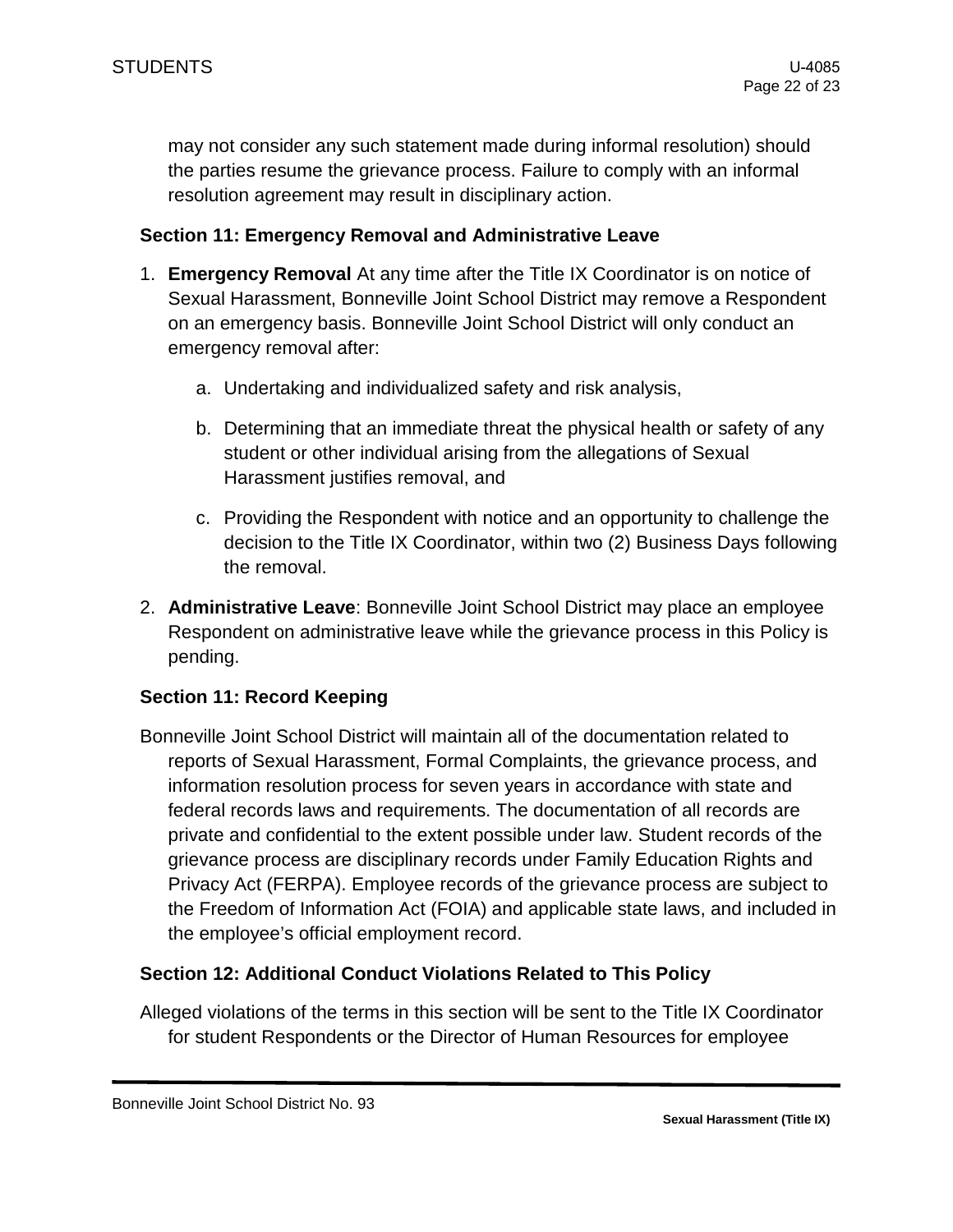may not consider any such statement made during informal resolution) should the parties resume the grievance process. Failure to comply with an informal resolution agreement may result in disciplinary action.

### Section 11: Emergency Removal and Administrative Leave

1. **Emergency Removal** At any time after the Title IX Coordinator is on notice of Sexual Harassment, Bonneville Joint School District may remove a Respondent on an emergency basis. Bonneville Joint School District will only conduct an emergency removal after:

   a. Undertaking and individualized safety and risk analysis,

   b. Determining that an immediate threat the physical health or safety of any student or other individual arising from the allegations of Sexual Harassment justifies removal, and

   c. Providing the Respondent with notice and an opportunity to challenge the decision to the Title IX Coordinator, within two (2) Business Days following the removal.

2. **Administrative Leave**: Bonneville Joint School District may place an employee Respondent on administrative leave while the grievance process in this Policy is pending.

### Section 11: Record Keeping

Bonneville Joint School District will maintain all of the documentation related to reports of Sexual Harassment, Formal Complaints, the grievance process, and information resolution process for seven years in accordance with state and federal records laws and requirements. The documentation of all records are private and confidential to the extent possible under law. Student records of the grievance process are disciplinary records under Family Education Rights and Privacy Act (FERPA). Employee records of the grievance process are subject to the Freedom of Information Act (FOIA) and applicable state laws, and included in the employee's official employment record.

### Section 12: Additional Conduct Violations Related to This Policy

Alleged violations of the terms in this section will be sent to the Title IX Coordinator for student Respondents or the Director of Human Resources for employee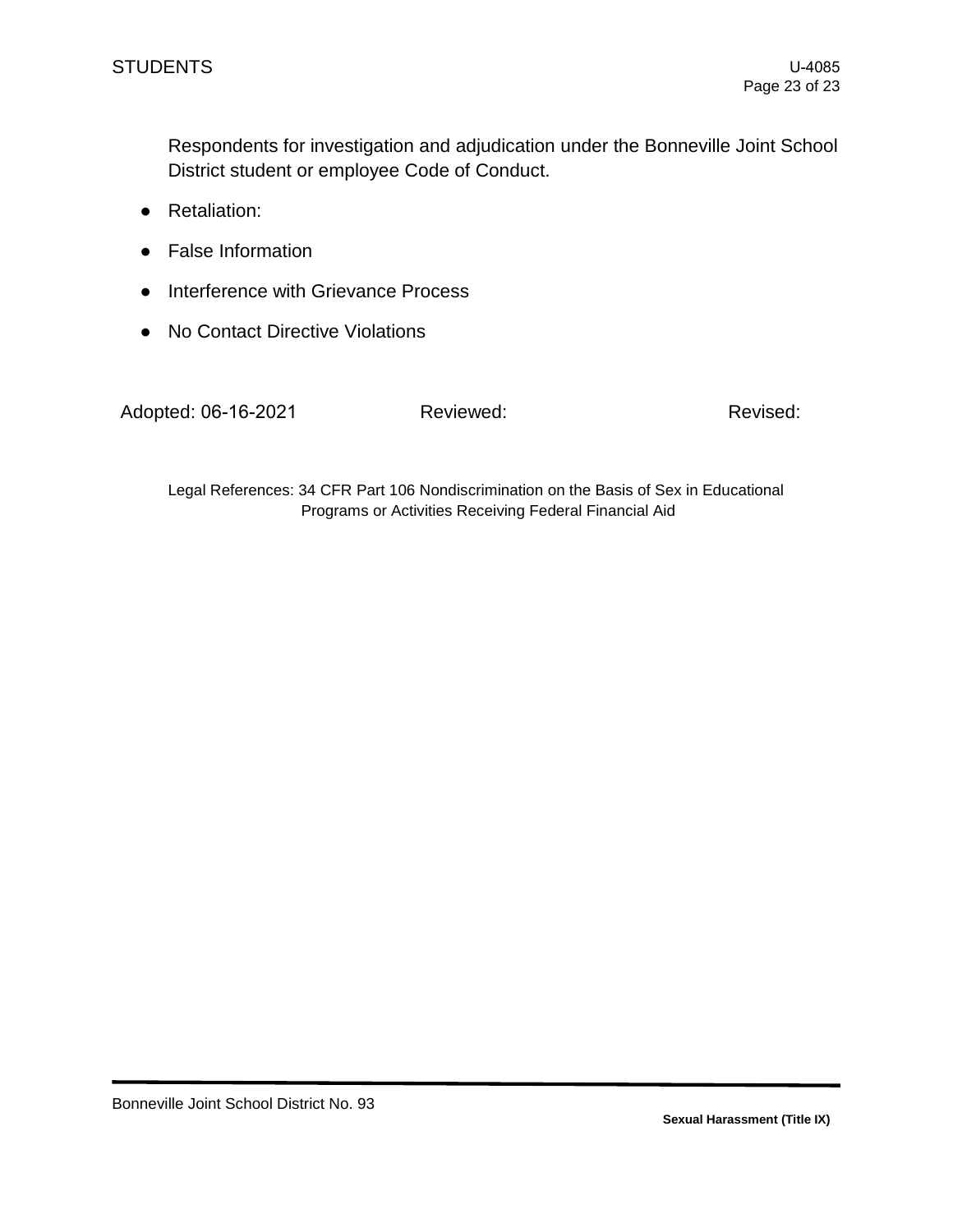Respondents for investigation and adjudication under the Bonneville Joint School District student or employee Code of Conduct.

- Retaliation:
- False Information
- Interference with Grievance Process
- No Contact Directive Violations

| | | |
|---|---|---|
| Adopted: 06-16-2021 | Reviewed: | Revised: |

Legal References: 34 CFR Part 106 Nondiscrimination on the Basis of Sex in Educational Programs or Activities Receiving Federal Financial Aid